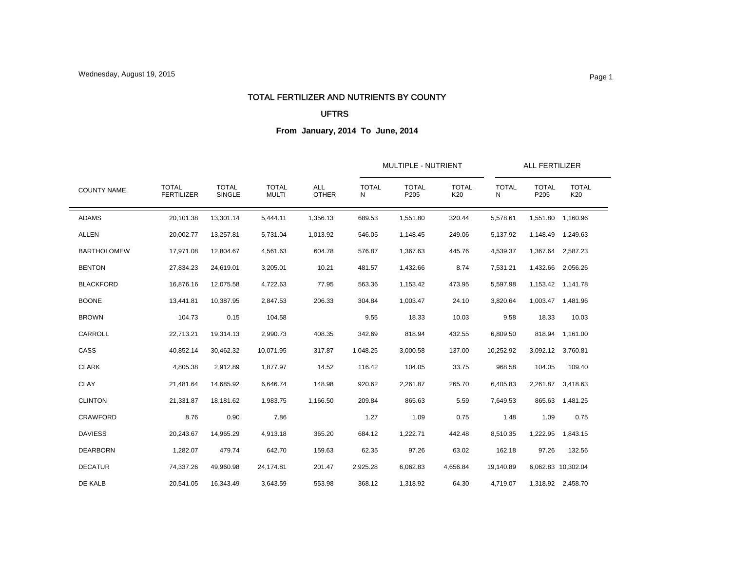# TOTAL FERTILIZER AND NUTRIENTS BY COUNTY

## UFTRS

### From January, 2014 To June, 2014

| COUNTY NAME | TOTAL FERTILIZER | TOTAL SINGLE | TOTAL MULTI | ALL OTHER | MULTIPLE - NUTRIENT | | | ALL FERTILIZER | | |
|---|---|---|---|---|---|---|---|---|---|---|
| | | | | | TOTAL N | TOTAL P205 | TOTAL K20 | TOTAL N | TOTAL P205 | TOTAL K20 |
| ADAMS | 20,101.38 | 13,301.14 | 5,444.11 | 1,356.13 | 689.53 | 1,551.80 | 320.44 | 5,578.61 | 1,551.80 | 1,160.96 |
| ALLEN | 20,002.77 | 13,257.81 | 5,731.04 | 1,013.92 | 546.05 | 1,148.45 | 249.06 | 5,137.92 | 1,148.49 | 1,249.63 |
| BARTHOLOMEW | 17,971.08 | 12,804.67 | 4,561.63 | 604.78 | 576.87 | 1,367.63 | 445.76 | 4,539.37 | 1,367.64 | 2,587.23 |
| BENTON | 27,834.23 | 24,619.01 | 3,205.01 | 10.21 | 481.57 | 1,432.66 | 8.74 | 7,531.21 | 1,432.66 | 2,056.26 |
| BLACKFORD | 16,876.16 | 12,075.58 | 4,722.63 | 77.95 | 563.36 | 1,153.42 | 473.95 | 5,597.98 | 1,153.42 | 1,141.78 |
| BOONE | 13,441.81 | 10,387.95 | 2,847.53 | 206.33 | 304.84 | 1,003.47 | 24.10 | 3,820.64 | 1,003.47 | 1,481.96 |
| BROWN | 104.73 | 0.15 | 104.58 | | 9.55 | 18.33 | 10.03 | 9.58 | 18.33 | 10.03 |
| CARROLL | 22,713.21 | 19,314.13 | 2,990.73 | 408.35 | 342.69 | 818.94 | 432.55 | 6,809.50 | 818.94 | 1,161.00 |
| CASS | 40,852.14 | 30,462.32 | 10,071.95 | 317.87 | 1,048.25 | 3,000.58 | 137.00 | 10,252.92 | 3,092.12 | 3,760.81 |
| CLARK | 4,805.38 | 2,912.89 | 1,877.97 | 14.52 | 116.42 | 104.05 | 33.75 | 968.58 | 104.05 | 109.40 |
| CLAY | 21,481.64 | 14,685.92 | 6,646.74 | 148.98 | 920.62 | 2,261.87 | 265.70 | 6,405.83 | 2,261.87 | 3,418.63 |
| CLINTON | 21,331.87 | 18,181.62 | 1,983.75 | 1,166.50 | 209.84 | 865.63 | 5.59 | 7,649.53 | 865.63 | 1,481.25 |
| CRAWFORD | 8.76 | 0.90 | 7.86 | | 1.27 | 1.09 | 0.75 | 1.48 | 1.09 | 0.75 |
| DAVIESS | 20,243.67 | 14,965.29 | 4,913.18 | 365.20 | 684.12 | 1,222.71 | 442.48 | 8,510.35 | 1,222.95 | 1,843.15 |
| DEARBORN | 1,282.07 | 479.74 | 642.70 | 159.63 | 62.35 | 97.26 | 63.02 | 162.18 | 97.26 | 132.56 |
| DECATUR | 74,337.26 | 49,960.98 | 24,174.81 | 201.47 | 2,925.28 | 6,062.83 | 4,656.84 | 19,140.89 | 6,062.83 | 10,302.04 |
| DE KALB | 20,541.05 | 16,343.49 | 3,643.59 | 553.98 | 368.12 | 1,318.92 | 64.30 | 4,719.07 | 1,318.92 | 2,458.70 |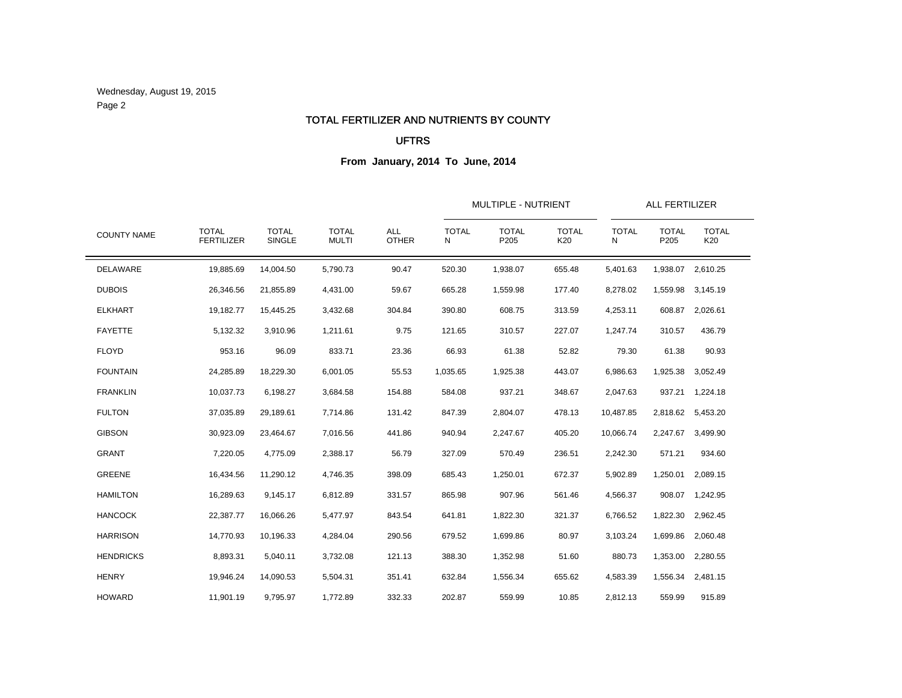Wednesday, August 19, 2015

## TOTAL FERTILIZER AND NUTRIENTS BY COUNTY

## UFTRS

**From January, 2014 To June, 2014**

| COUNTY NAME | TOTAL FERTILIZER | TOTAL SINGLE | TOTAL MULTI | ALL OTHER | MULTIPLE - NUTRIENT | | | ALL FERTILIZER | | |
|---|---|---|---|---|---|---|---|---|---|---|
| | | | | | TOTAL N | TOTAL P205 | TOTAL K20 | TOTAL N | TOTAL P205 | TOTAL K20 |
| DELAWARE | 19,885.69 | 14,004.50 | 5,790.73 | 90.47 | 520.30 | 1,938.07 | 655.48 | 5,401.63 | 1,938.07 | 2,610.25 |
| DUBOIS | 26,346.56 | 21,855.89 | 4,431.00 | 59.67 | 665.28 | 1,559.98 | 177.40 | 8,278.02 | 1,559.98 | 3,145.19 |
| ELKHART | 19,182.77 | 15,445.25 | 3,432.68 | 304.84 | 390.80 | 608.75 | 313.59 | 4,253.11 | 608.87 | 2,026.61 |
| FAYETTE | 5,132.32 | 3,910.96 | 1,211.61 | 9.75 | 121.65 | 310.57 | 227.07 | 1,247.74 | 310.57 | 436.79 |
| FLOYD | 953.16 | 96.09 | 833.71 | 23.36 | 66.93 | 61.38 | 52.82 | 79.30 | 61.38 | 90.93 |
| FOUNTAIN | 24,285.89 | 18,229.30 | 6,001.05 | 55.53 | 1,035.65 | 1,925.38 | 443.07 | 6,986.63 | 1,925.38 | 3,052.49 |
| FRANKLIN | 10,037.73 | 6,198.27 | 3,684.58 | 154.88 | 584.08 | 937.21 | 348.67 | 2,047.63 | 937.21 | 1,224.18 |
| FULTON | 37,035.89 | 29,189.61 | 7,714.86 | 131.42 | 847.39 | 2,804.07 | 478.13 | 10,487.85 | 2,818.62 | 5,453.20 |
| GIBSON | 30,923.09 | 23,464.67 | 7,016.56 | 441.86 | 940.94 | 2,247.67 | 405.20 | 10,066.74 | 2,247.67 | 3,499.90 |
| GRANT | 7,220.05 | 4,775.09 | 2,388.17 | 56.79 | 327.09 | 570.49 | 236.51 | 2,242.30 | 571.21 | 934.60 |
| GREENE | 16,434.56 | 11,290.12 | 4,746.35 | 398.09 | 685.43 | 1,250.01 | 672.37 | 5,902.89 | 1,250.01 | 2,089.15 |
| HAMILTON | 16,289.63 | 9,145.17 | 6,812.89 | 331.57 | 865.98 | 907.96 | 561.46 | 4,566.37 | 908.07 | 1,242.95 |
| HANCOCK | 22,387.77 | 16,066.26 | 5,477.97 | 843.54 | 641.81 | 1,822.30 | 321.37 | 6,766.52 | 1,822.30 | 2,962.45 |
| HARRISON | 14,770.93 | 10,196.33 | 4,284.04 | 290.56 | 679.52 | 1,699.86 | 80.97 | 3,103.24 | 1,699.86 | 2,060.48 |
| HENDRICKS | 8,893.31 | 5,040.11 | 3,732.08 | 121.13 | 388.30 | 1,352.98 | 51.60 | 880.73 | 1,353.00 | 2,280.55 |
| HENRY | 19,946.24 | 14,090.53 | 5,504.31 | 351.41 | 632.84 | 1,556.34 | 655.62 | 4,583.39 | 1,556.34 | 2,481.15 |
| HOWARD | 11,901.19 | 9,795.97 | 1,772.89 | 332.33 | 202.87 | 559.99 | 10.85 | 2,812.13 | 559.99 | 915.89 |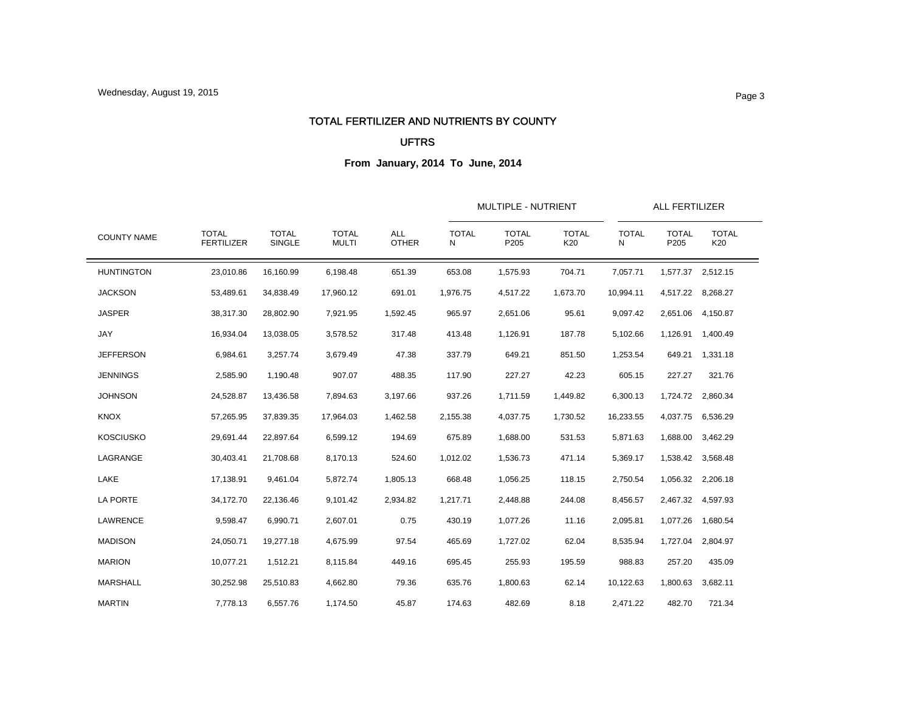# TOTAL FERTILIZER AND NUTRIENTS BY COUNTY

## UFTRS

### From January, 2014 To June, 2014

| COUNTY NAME | TOTAL FERTILIZER | TOTAL SINGLE | TOTAL MULTI | ALL OTHER | MULTIPLE - NUTRIENT | | | ALL FERTILIZER | | |
|---|---|---|---|---|---|---|---|---|---|---|
| | | | | | TOTAL N | TOTAL P205 | TOTAL K20 | TOTAL N | TOTAL P205 | TOTAL K20 |
| HUNTINGTON | 23,010.86 | 16,160.99 | 6,198.48 | 651.39 | 653.08 | 1,575.93 | 704.71 | 7,057.71 | 1,577.37 | 2,512.15 |
| JACKSON | 53,489.61 | 34,838.49 | 17,960.12 | 691.01 | 1,976.75 | 4,517.22 | 1,673.70 | 10,994.11 | 4,517.22 | 8,268.27 |
| JASPER | 38,317.30 | 28,802.90 | 7,921.95 | 1,592.45 | 965.97 | 2,651.06 | 95.61 | 9,097.42 | 2,651.06 | 4,150.87 |
| JAY | 16,934.04 | 13,038.05 | 3,578.52 | 317.48 | 413.48 | 1,126.91 | 187.78 | 5,102.66 | 1,126.91 | 1,400.49 |
| JEFFERSON | 6,984.61 | 3,257.74 | 3,679.49 | 47.38 | 337.79 | 649.21 | 851.50 | 1,253.54 | 649.21 | 1,331.18 |
| JENNINGS | 2,585.90 | 1,190.48 | 907.07 | 488.35 | 117.90 | 227.27 | 42.23 | 605.15 | 227.27 | 321.76 |
| JOHNSON | 24,528.87 | 13,436.58 | 7,894.63 | 3,197.66 | 937.26 | 1,711.59 | 1,449.82 | 6,300.13 | 1,724.72 | 2,860.34 |
| KNOX | 57,265.95 | 37,839.35 | 17,964.03 | 1,462.58 | 2,155.38 | 4,037.75 | 1,730.52 | 16,233.55 | 4,037.75 | 6,536.29 |
| KOSCIUSKO | 29,691.44 | 22,897.64 | 6,599.12 | 194.69 | 675.89 | 1,688.00 | 531.53 | 5,871.63 | 1,688.00 | 3,462.29 |
| LAGRANGE | 30,403.41 | 21,708.68 | 8,170.13 | 524.60 | 1,012.02 | 1,536.73 | 471.14 | 5,369.17 | 1,538.42 | 3,568.48 |
| LAKE | 17,138.91 | 9,461.04 | 5,872.74 | 1,805.13 | 668.48 | 1,056.25 | 118.15 | 2,750.54 | 1,056.32 | 2,206.18 |
| LA PORTE | 34,172.70 | 22,136.46 | 9,101.42 | 2,934.82 | 1,217.71 | 2,448.88 | 244.08 | 8,456.57 | 2,467.32 | 4,597.93 |
| LAWRENCE | 9,598.47 | 6,990.71 | 2,607.01 | 0.75 | 430.19 | 1,077.26 | 11.16 | 2,095.81 | 1,077.26 | 1,680.54 |
| MADISON | 24,050.71 | 19,277.18 | 4,675.99 | 97.54 | 465.69 | 1,727.02 | 62.04 | 8,535.94 | 1,727.04 | 2,804.97 |
| MARION | 10,077.21 | 1,512.21 | 8,115.84 | 449.16 | 695.45 | 255.93 | 195.59 | 988.83 | 257.20 | 435.09 |
| MARSHALL | 30,252.98 | 25,510.83 | 4,662.80 | 79.36 | 635.76 | 1,800.63 | 62.14 | 10,122.63 | 1,800.63 | 3,682.11 |
| MARTIN | 7,778.13 | 6,557.76 | 1,174.50 | 45.87 | 174.63 | 482.69 | 8.18 | 2,471.22 | 482.70 | 721.34 |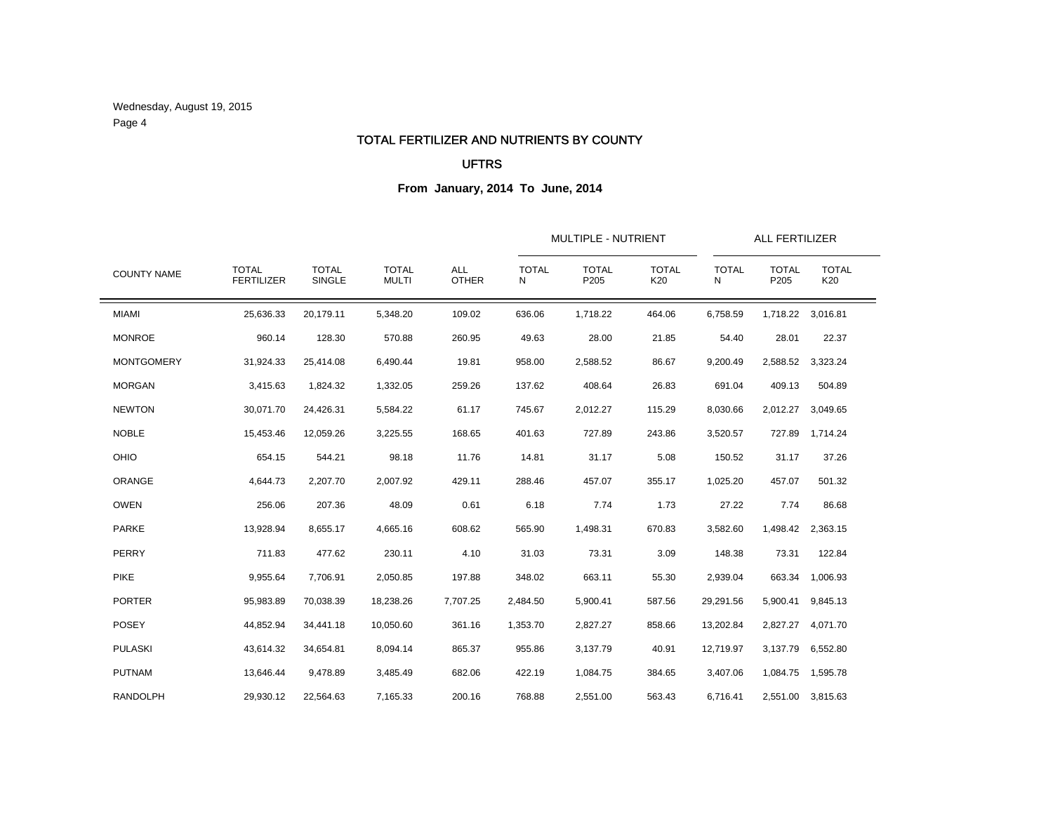# TOTAL FERTILIZER AND NUTRIENTS BY COUNTY

## UFTRS

### From January, 2014 To June, 2014

| COUNTY NAME | TOTAL FERTILIZER | TOTAL SINGLE | TOTAL MULTI | ALL OTHER | MULTIPLE - NUTRIENT | | | ALL FERTILIZER | | |
|---|---|---|---|---|---|---|---|---|---|---|
| | | | | | TOTAL N | TOTAL P205 | TOTAL K20 | TOTAL N | TOTAL P205 | TOTAL K20 |
| MIAMI | 25,636.33 | 20,179.11 | 5,348.20 | 109.02 | 636.06 | 1,718.22 | 464.06 | 6,758.59 | 1,718.22 | 3,016.81 |
| MONROE | 960.14 | 128.30 | 570.88 | 260.95 | 49.63 | 28.00 | 21.85 | 54.40 | 28.01 | 22.37 |
| MONTGOMERY | 31,924.33 | 25,414.08 | 6,490.44 | 19.81 | 958.00 | 2,588.52 | 86.67 | 9,200.49 | 2,588.52 | 3,323.24 |
| MORGAN | 3,415.63 | 1,824.32 | 1,332.05 | 259.26 | 137.62 | 408.64 | 26.83 | 691.04 | 409.13 | 504.89 |
| NEWTON | 30,071.70 | 24,426.31 | 5,584.22 | 61.17 | 745.67 | 2,012.27 | 115.29 | 8,030.66 | 2,012.27 | 3,049.65 |
| NOBLE | 15,453.46 | 12,059.26 | 3,225.55 | 168.65 | 401.63 | 727.89 | 243.86 | 3,520.57 | 727.89 | 1,714.24 |
| OHIO | 654.15 | 544.21 | 98.18 | 11.76 | 14.81 | 31.17 | 5.08 | 150.52 | 31.17 | 37.26 |
| ORANGE | 4,644.73 | 2,207.70 | 2,007.92 | 429.11 | 288.46 | 457.07 | 355.17 | 1,025.20 | 457.07 | 501.32 |
| OWEN | 256.06 | 207.36 | 48.09 | 0.61 | 6.18 | 7.74 | 1.73 | 27.22 | 7.74 | 86.68 |
| PARKE | 13,928.94 | 8,655.17 | 4,665.16 | 608.62 | 565.90 | 1,498.31 | 670.83 | 3,582.60 | 1,498.42 | 2,363.15 |
| PERRY | 711.83 | 477.62 | 230.11 | 4.10 | 31.03 | 73.31 | 3.09 | 148.38 | 73.31 | 122.84 |
| PIKE | 9,955.64 | 7,706.91 | 2,050.85 | 197.88 | 348.02 | 663.11 | 55.30 | 2,939.04 | 663.34 | 1,006.93 |
| PORTER | 95,983.89 | 70,038.39 | 18,238.26 | 7,707.25 | 2,484.50 | 5,900.41 | 587.56 | 29,291.56 | 5,900.41 | 9,845.13 |
| POSEY | 44,852.94 | 34,441.18 | 10,050.60 | 361.16 | 1,353.70 | 2,827.27 | 858.66 | 13,202.84 | 2,827.27 | 4,071.70 |
| PULASKI | 43,614.32 | 34,654.81 | 8,094.14 | 865.37 | 955.86 | 3,137.79 | 40.91 | 12,719.97 | 3,137.79 | 6,552.80 |
| PUTNAM | 13,646.44 | 9,478.89 | 3,485.49 | 682.06 | 422.19 | 1,084.75 | 384.65 | 3,407.06 | 1,084.75 | 1,595.78 |
| RANDOLPH | 29,930.12 | 22,564.63 | 7,165.33 | 200.16 | 768.88 | 2,551.00 | 563.43 | 6,716.41 | 2,551.00 | 3,815.63 |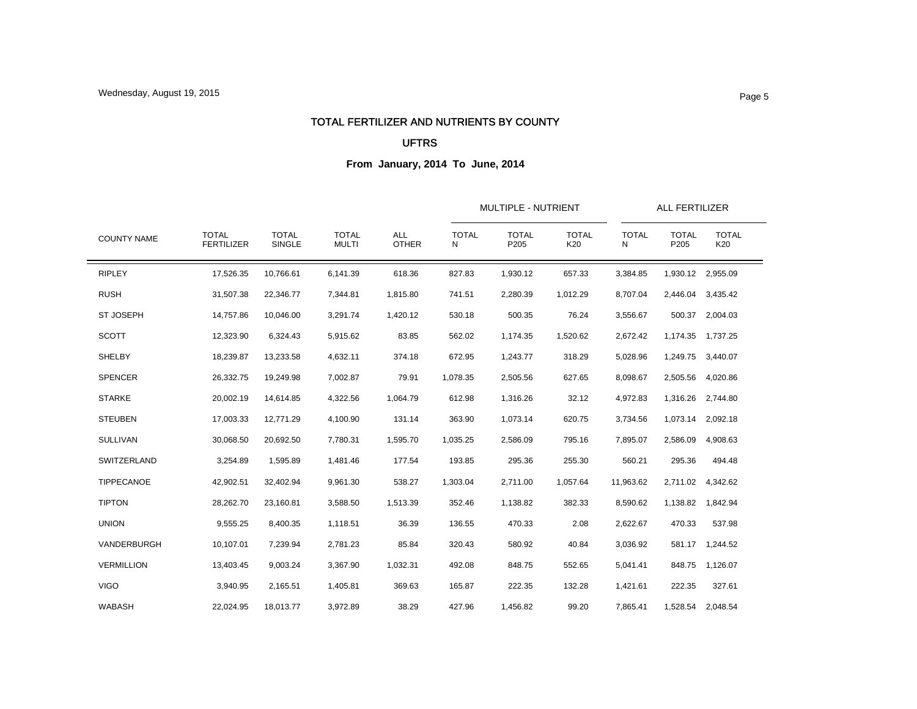# TOTAL FERTILIZER AND NUTRIENTS BY COUNTY

## UFTRS

### From January, 2014 To June, 2014

| COUNTY NAME | TOTAL FERTILIZER | TOTAL SINGLE | TOTAL MULTI | ALL OTHER | MULTIPLE - NUTRIENT | | | ALL FERTILIZER | | |
|---|---|---|---|---|---|---|---|---|---|---|
| | | | | | TOTAL N | TOTAL P205 | TOTAL K20 | TOTAL N | TOTAL P205 | TOTAL K20 |
| RIPLEY | 17,526.35 | 10,766.61 | 6,141.39 | 618.36 | 827.83 | 1,930.12 | 657.33 | 3,384.85 | 1,930.12 | 2,955.09 |
| RUSH | 31,507.38 | 22,346.77 | 7,344.81 | 1,815.80 | 741.51 | 2,280.39 | 1,012.29 | 8,707.04 | 2,446.04 | 3,435.42 |
| ST JOSEPH | 14,757.86 | 10,046.00 | 3,291.74 | 1,420.12 | 530.18 | 500.35 | 76.24 | 3,556.67 | 500.37 | 2,004.03 |
| SCOTT | 12,323.90 | 6,324.43 | 5,915.62 | 83.85 | 562.02 | 1,174.35 | 1,520.62 | 2,672.42 | 1,174.35 | 1,737.25 |
| SHELBY | 18,239.87 | 13,233.58 | 4,632.11 | 374.18 | 672.95 | 1,243.77 | 318.29 | 5,028.96 | 1,249.75 | 3,440.07 |
| SPENCER | 26,332.75 | 19,249.98 | 7,002.87 | 79.91 | 1,078.35 | 2,505.56 | 627.65 | 8,098.67 | 2,505.56 | 4,020.86 |
| STARKE | 20,002.19 | 14,614.85 | 4,322.56 | 1,064.79 | 612.98 | 1,316.26 | 32.12 | 4,972.83 | 1,316.26 | 2,744.80 |
| STEUBEN | 17,003.33 | 12,771.29 | 4,100.90 | 131.14 | 363.90 | 1,073.14 | 620.75 | 3,734.56 | 1,073.14 | 2,092.18 |
| SULLIVAN | 30,068.50 | 20,692.50 | 7,780.31 | 1,595.70 | 1,035.25 | 2,586.09 | 795.16 | 7,895.07 | 2,586.09 | 4,908.63 |
| SWITZERLAND | 3,254.89 | 1,595.89 | 1,481.46 | 177.54 | 193.85 | 295.36 | 255.30 | 560.21 | 295.36 | 494.48 |
| TIPPECANOE | 42,902.51 | 32,402.94 | 9,961.30 | 538.27 | 1,303.04 | 2,711.00 | 1,057.64 | 11,963.62 | 2,711.02 | 4,342.62 |
| TIPTON | 28,262.70 | 23,160.81 | 3,588.50 | 1,513.39 | 352.46 | 1,138.82 | 382.33 | 8,590.62 | 1,138.82 | 1,842.94 |
| UNION | 9,555.25 | 8,400.35 | 1,118.51 | 36.39 | 136.55 | 470.33 | 2.08 | 2,622.67 | 470.33 | 537.98 |
| VANDERBURGH | 10,107.01 | 7,239.94 | 2,781.23 | 85.84 | 320.43 | 580.92 | 40.84 | 3,036.92 | 581.17 | 1,244.52 |
| VERMILLION | 13,403.45 | 9,003.24 | 3,367.90 | 1,032.31 | 492.08 | 848.75 | 552.65 | 5,041.41 | 848.75 | 1,126.07 |
| VIGO | 3,940.95 | 2,165.51 | 1,405.81 | 369.63 | 165.87 | 222.35 | 132.28 | 1,421.61 | 222.35 | 327.61 |
| WABASH | 22,024.95 | 18,013.77 | 3,972.89 | 38.29 | 427.96 | 1,456.82 | 99.20 | 7,865.41 | 1,528.54 | 2,048.54 |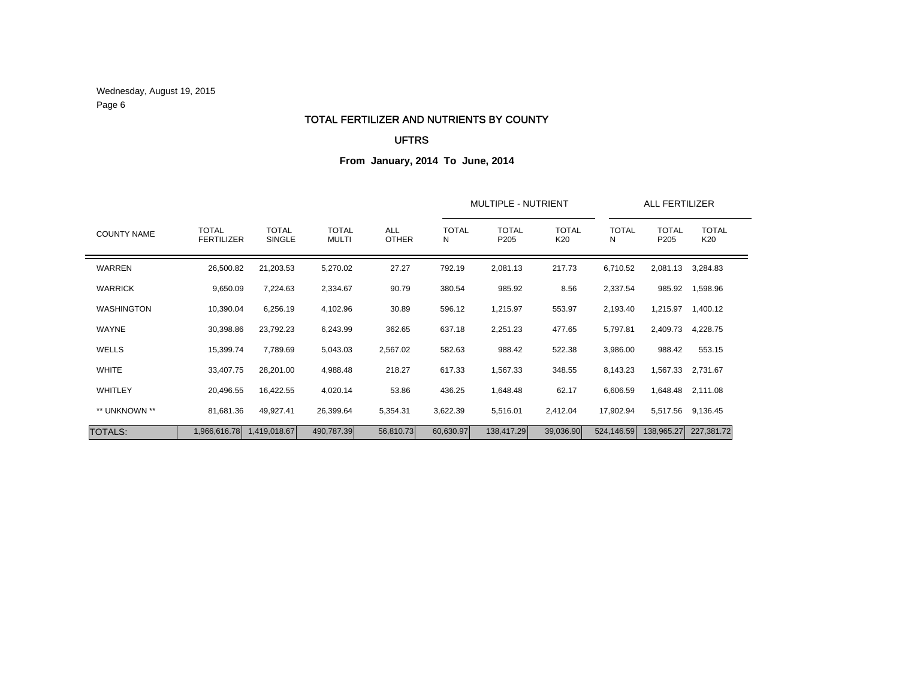## TOTAL FERTILIZER AND NUTRIENTS BY COUNTY

### UFTRS

**From January, 2014 To June, 2014**

| | | | | | MULTIPLE - NUTRIENT | | | ALL FERTILIZER | | |
|---|---|---|---|---|---|---|---|---|---|---|
| COUNTY NAME | TOTAL FERTILIZER | TOTAL SINGLE | TOTAL MULTI | ALL OTHER | TOTAL N | TOTAL P205 | TOTAL K20 | TOTAL N | TOTAL P205 | TOTAL K20 |
| WARREN | 26,500.82 | 21,203.53 | 5,270.02 | 27.27 | 792.19 | 2,081.13 | 217.73 | 6,710.52 | 2,081.13 | 3,284.83 |
| WARRICK | 9,650.09 | 7,224.63 | 2,334.67 | 90.79 | 380.54 | 985.92 | 8.56 | 2,337.54 | 985.92 | 1,598.96 |
| WASHINGTON | 10,390.04 | 6,256.19 | 4,102.96 | 30.89 | 596.12 | 1,215.97 | 553.97 | 2,193.40 | 1,215.97 | 1,400.12 |
| WAYNE | 30,398.86 | 23,792.23 | 6,243.99 | 362.65 | 637.18 | 2,251.23 | 477.65 | 5,797.81 | 2,409.73 | 4,228.75 |
| WELLS | 15,399.74 | 7,789.69 | 5,043.03 | 2,567.02 | 582.63 | 988.42 | 522.38 | 3,986.00 | 988.42 | 553.15 |
| WHITE | 33,407.75 | 28,201.00 | 4,988.48 | 218.27 | 617.33 | 1,567.33 | 348.55 | 8,143.23 | 1,567.33 | 2,731.67 |
| WHITLEY | 20,496.55 | 16,422.55 | 4,020.14 | 53.86 | 436.25 | 1,648.48 | 62.17 | 6,606.59 | 1,648.48 | 2,111.08 |
| ** UNKNOWN ** | 81,681.36 | 49,927.41 | 26,399.64 | 5,354.31 | 3,622.39 | 5,516.01 | 2,412.04 | 17,902.94 | 5,517.56 | 9,136.45 |
| TOTALS: | 1,966,616.78 | 1,419,018.67 | 490,787.39 | 56,810.73 | 60,630.97 | 138,417.29 | 39,036.90 | 524,146.59 | 138,965.27 | 227,381.72 |